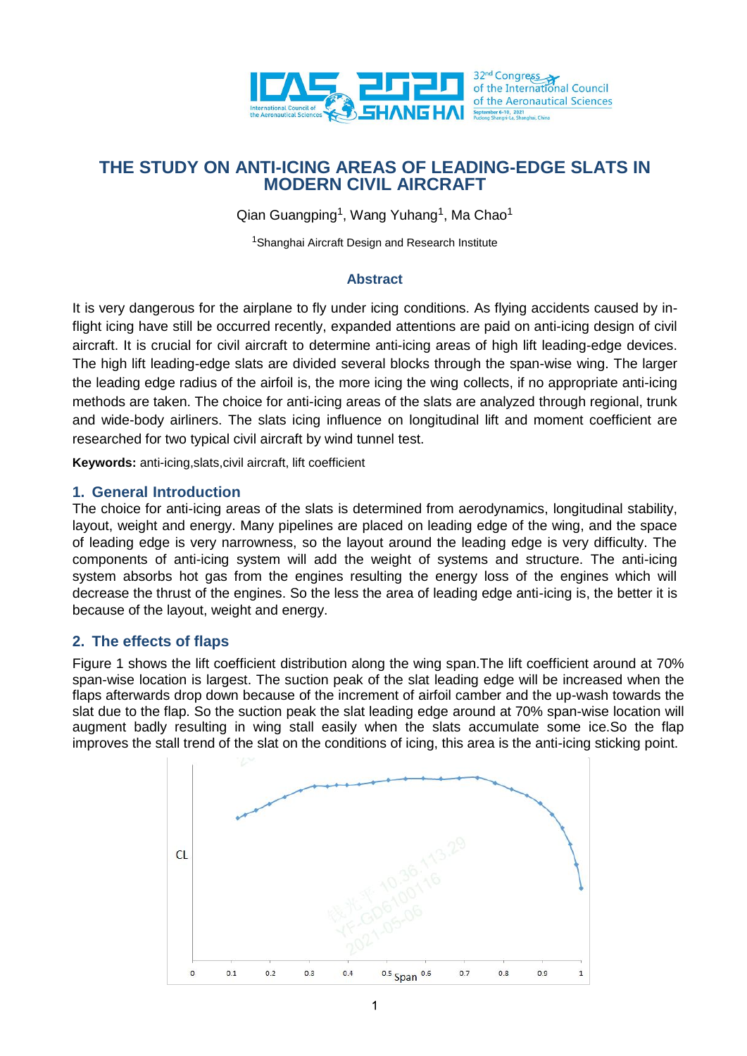# THE STUDY ON ANTI-ICING AREAS OF LEADING-EDGE SLATS IN MODERN CIVIL AIRCRAFT

Qian Guangping[1], Wang Yuhang[1], Ma Chao[1]

[1]Shanghai Aircraft Design and Research Institute

## Abstract

It is very dangerous for the airplane to fly under icing conditions. As flying accidents caused by in-flight icing have still be occurred recently, expanded attentions are paid on anti-icing design of civil aircraft. It is crucial for civil aircraft to determine anti-icing areas of high lift leading-edge devices. The high lift leading-edge slats are divided several blocks through the span-wise wing. The larger the leading edge radius of the airfoil is, the more icing the wing collects, if no appropriate anti-icing methods are taken. The choice for anti-icing areas of the slats are analyzed through regional, trunk and wide-body airliners. The slats icing influence on longitudinal lift and moment coefficient are researched for two typical civil aircraft by wind tunnel test.

**Keywords:** anti-icing,slats,civil aircraft, lift coefficient

## 1. General Introduction

The choice for anti-icing areas of the slats is determined from aerodynamics, longitudinal stability, layout, weight and energy. Many pipelines are placed on leading edge of the wing, and the space of leading edge is very narrowness, so the layout around the leading edge is very difficulty. The components of anti-icing system will add the weight of systems and structure. The anti-icing system absorbs hot gas from the engines resulting the energy loss of the engines which will decrease the thrust of the engines. So the less the area of leading edge anti-icing is, the better it is because of the layout, weight and energy.

## 2. The effects of flaps

Figure 1 shows the lift coefficient distribution along the wing span.The lift coefficient around at 70% span-wise location is largest. The suction peak of the slat leading edge will be increased when the flaps afterwards drop down because of the increment of airfoil camber and the up-wash towards the slat due to the flap. So the suction peak the slat leading edge around at 70% span-wise location will augment badly resulting in wing stall easily when the slats accumulate some ice.So the flap improves the stall trend of the slat on the conditions of icing, this area is the anti-icing sticking point.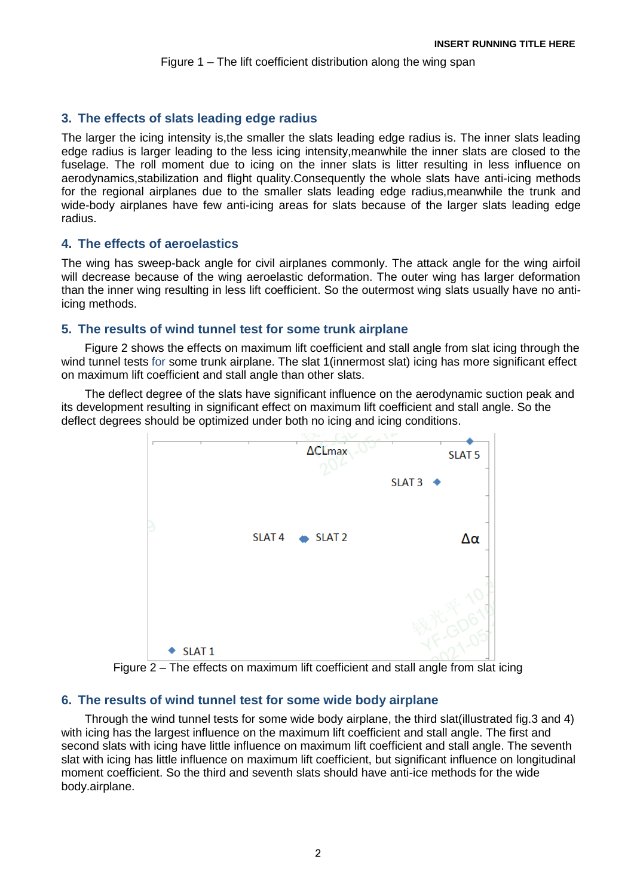Figure 1 – The lift coefficient distribution along the wing span

## 3. The effects of slats leading edge radius

The larger the icing intensity is,the smaller the slats leading edge radius is. The inner slats leading edge radius is larger leading to the less icing intensity,meanwhile the inner slats are closed to the fuselage. The roll moment due to icing on the inner slats is litter resulting in less influence on aerodynamics,stabilization and flight quality.Consequently the whole slats have anti-icing methods for the regional airplanes due to the smaller slats leading edge radius,meanwhile the trunk and wide-body airplanes have few anti-icing areas for slats because of the larger slats leading edge radius.

## 4. The effects of aeroelastics

The wing has sweep-back angle for civil airplanes commonly. The attack angle for the wing airfoil will decrease because of the wing aeroelastic deformation. The outer wing has larger deformation than the inner wing resulting in less lift coefficient. So the outermost wing slats usually have no anti-icing methods.

## 5. The results of wind tunnel test for some trunk airplane

Figure 2 shows the effects on maximum lift coefficient and stall angle from slat icing through the wind tunnel tests for some trunk airplane. The slat 1(innermost slat) icing has more significant effect on maximum lift coefficient and stall angle than other slats.

The deflect degree of the slats have significant influence on the aerodynamic suction peak and its development resulting in significant effect on maximum lift coefficient and stall angle. So the deflect degrees should be optimized under both no icing and icing conditions.

Figure 2 – The effects on maximum lift coefficient and stall angle from slat icing

## 6. The results of wind tunnel test for some wide body airplane

Through the wind tunnel tests for some wide body airplane, the third slat(illustrated fig.3 and 4) with icing has the largest influence on the maximum lift coefficient and stall angle. The first and second slats with icing have little influence on maximum lift coefficient and stall angle. The seventh slat with icing has little influence on maximum lift coefficient, but significant influence on longitudinal moment coefficient. So the third and seventh slats should have anti-ice methods for the wide body.airplane.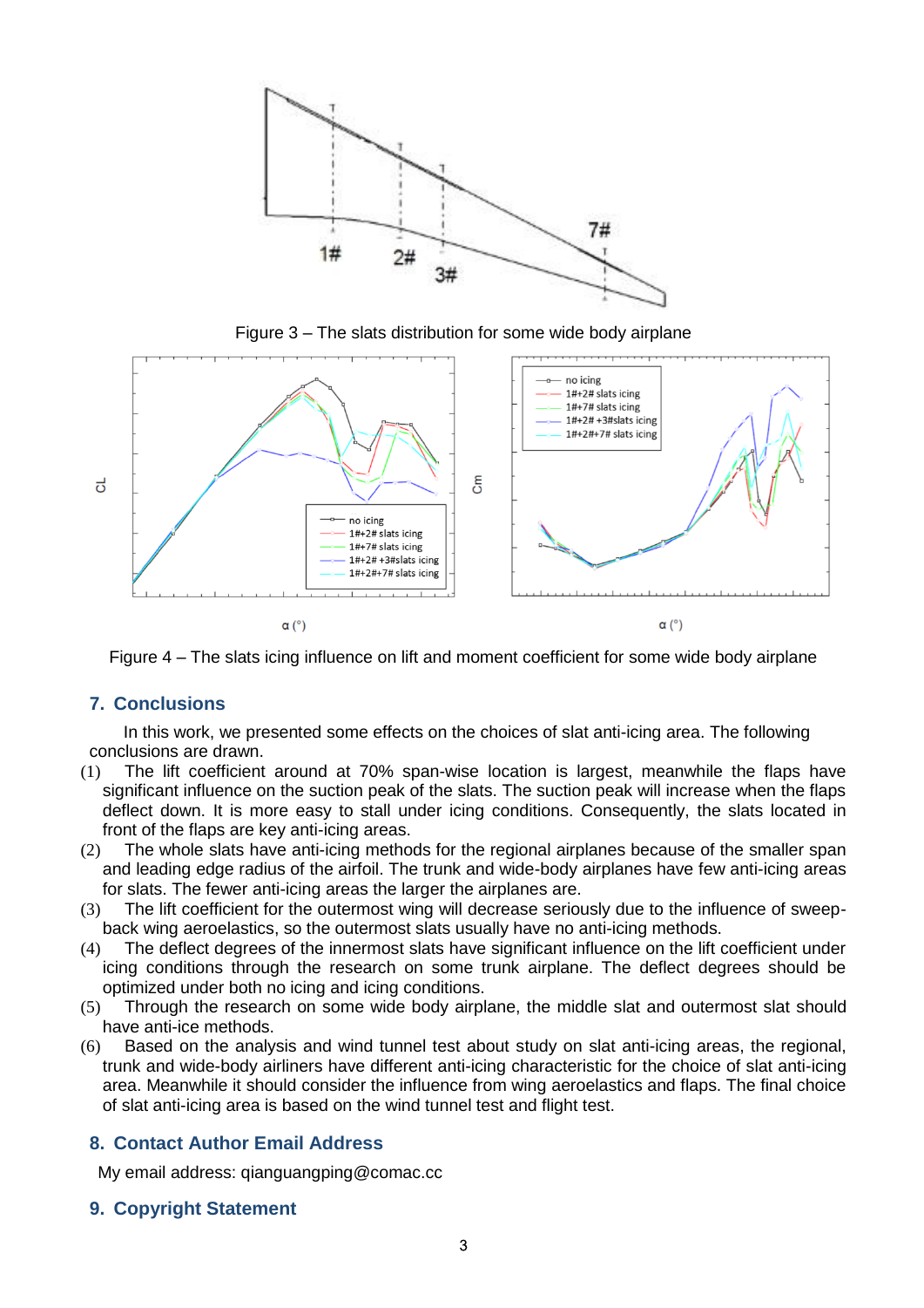Figure 3 – The slats distribution for some wide body airplane

Figure 4 – The slats icing influence on lift and moment coefficient for some wide body airplane

## 7. Conclusions

In this work, we presented some effects on the choices of slat anti-icing area. The following conclusions are drawn.

(1) The lift coefficient around at 70% span-wise location is largest, meanwhile the flaps have significant influence on the suction peak of the slats. The suction peak will increase when the flaps deflect down. It is more easy to stall under icing conditions. Consequently, the slats located in front of the flaps are key anti-icing areas.

(2) The whole slats have anti-icing methods for the regional airplanes because of the smaller span and leading edge radius of the airfoil. The trunk and wide-body airplanes have few anti-icing areas for slats. The fewer anti-icing areas the larger the airplanes are.

(3) The lift coefficient for the outermost wing will decrease seriously due to the influence of sweep-back wing aeroelastics, so the outermost slats usually have no anti-icing methods.

(4) The deflect degrees of the innermost slats have significant influence on the lift coefficient under icing conditions through the research on some trunk airplane. The deflect degrees should be optimized under both no icing and icing conditions.

(5) Through the research on some wide body airplane, the middle slat and outermost slat should have anti-ice methods.

(6) Based on the analysis and wind tunnel test about study on slat anti-icing areas, the regional, trunk and wide-body airliners have different anti-icing characteristic for the choice of slat anti-icing area. Meanwhile it should consider the influence from wing aeroelastics and flaps. The final choice of slat anti-icing area is based on the wind tunnel test and flight test.

## 8. Contact Author Email Address

My email address: qianguangping@comac.cc

## 9. Copyright Statement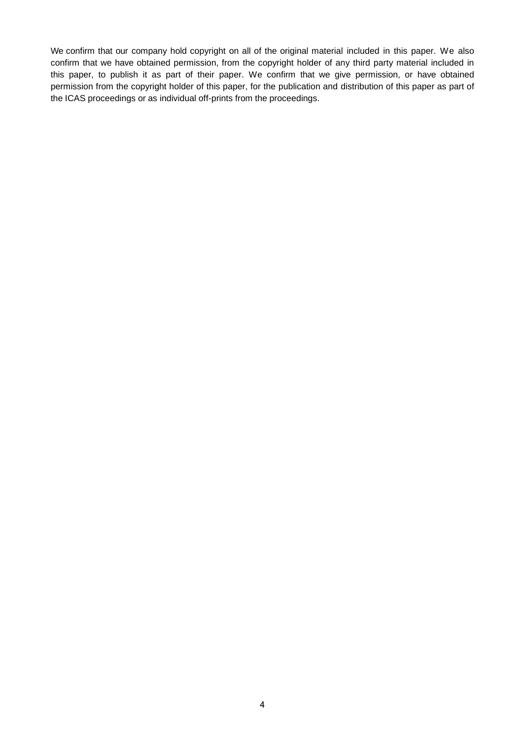We confirm that our company hold copyright on all of the original material included in this paper. We also confirm that we have obtained permission, from the copyright holder of any third party material included in this paper, to publish it as part of their paper. We confirm that we give permission, or have obtained permission from the copyright holder of this paper, for the publication and distribution of this paper as part of the ICAS proceedings or as individual off-prints from the proceedings.